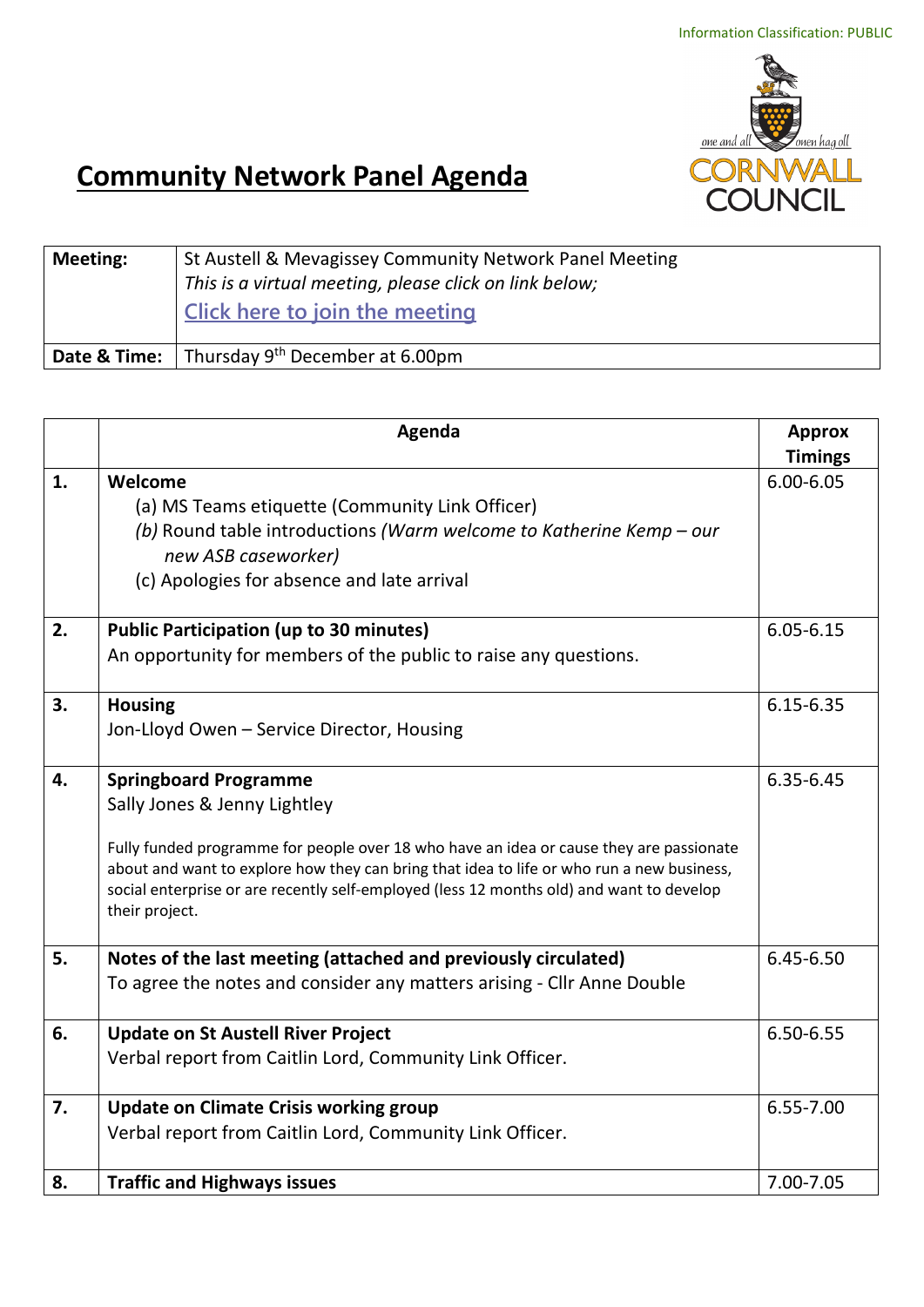Information Classification: PUBLIC

# Community Network Panel Agenda

| Meeting: | St Austell & Mevagissey Community Network Panel Meeting *This is a virtual meeting, please click on link below;* Click here to join the meeting |
|---|---|
| Date & Time: | Thursday 9th December at 6.00pm |

| | Agenda | Approx Timings |
|---|---|---|
| 1. | **Welcome** (a) MS Teams etiquette (Community Link Officer) *(b)* Round table introductions *(Warm welcome to Katherine Kemp – our new ASB caseworker)* (c) Apologies for absence and late arrival | 6.00-6.05 |
| 2. | **Public Participation (up to 30 minutes)** An opportunity for members of the public to raise any questions. | 6.05-6.15 |
| 3. | **Housing** Jon-Lloyd Owen – Service Director, Housing | 6.15-6.35 |
| 4. | **Springboard Programme** Sally Jones & Jenny Lightley<br><br>Fully funded programme for people over 18 who have an idea or cause they are passionate about and want to explore how they can bring that idea to life or who run a new business, social enterprise or are recently self-employed (less 12 months old) and want to develop their project. | 6.35-6.45 |
| 5. | **Notes of the last meeting (attached and previously circulated)** To agree the notes and consider any matters arising - Cllr Anne Double | 6.45-6.50 |
| 6. | **Update on St Austell River Project** Verbal report from Caitlin Lord, Community Link Officer. | 6.50-6.55 |
| 7. | **Update on Climate Crisis working group** Verbal report from Caitlin Lord, Community Link Officer. | 6.55-7.00 |
| 8. | **Traffic and Highways issues** | 7.00-7.05 |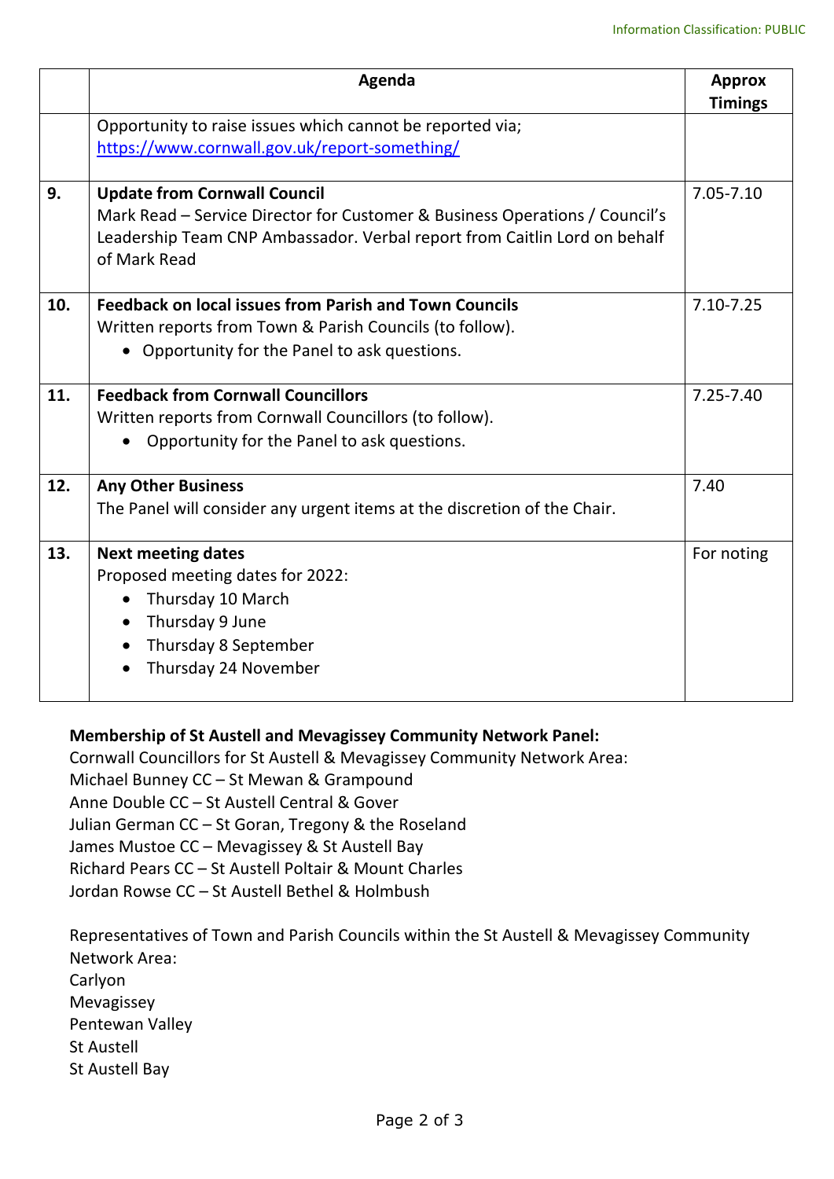Information Classification: PUBLIC

| | **Agenda** | **Approx Timings** |
|---|---|---|
| | Opportunity to raise issues which cannot be reported via; https://www.cornwall.gov.uk/report-something/ | |
| **9.** | **Update from Cornwall Council**<br>Mark Read – Service Director for Customer & Business Operations / Council's Leadership Team CNP Ambassador. Verbal report from Caitlin Lord on behalf of Mark Read | 7.05-7.10 |
| **10.** | **Feedback on local issues from Parish and Town Councils**<br>Written reports from Town & Parish Councils (to follow).<br>• Opportunity for the Panel to ask questions. | 7.10-7.25 |
| **11.** | **Feedback from Cornwall Councillors**<br>Written reports from Cornwall Councillors (to follow).<br>• Opportunity for the Panel to ask questions. | 7.25-7.40 |
| **12.** | **Any Other Business**<br>The Panel will consider any urgent items at the discretion of the Chair. | 7.40 |
| **13.** | **Next meeting dates**<br>Proposed meeting dates for 2022:<br>• Thursday 10 March<br>• Thursday 9 June<br>• Thursday 8 September<br>• Thursday 24 November | For noting |

**Membership of St Austell and Mevagissey Community Network Panel:**

Cornwall Councillors for St Austell & Mevagissey Community Network Area:
Michael Bunney CC – St Mewan & Grampound
Anne Double CC – St Austell Central & Gover
Julian German CC – St Goran, Tregony & the Roseland
James Mustoe CC – Mevagissey & St Austell Bay
Richard Pears CC – St Austell Poltair & Mount Charles
Jordan Rowse CC – St Austell Bethel & Holmbush

Representatives of Town and Parish Councils within the St Austell & Mevagissey Community Network Area:
Carlyon
Mevagissey
Pentewan Valley
St Austell
St Austell Bay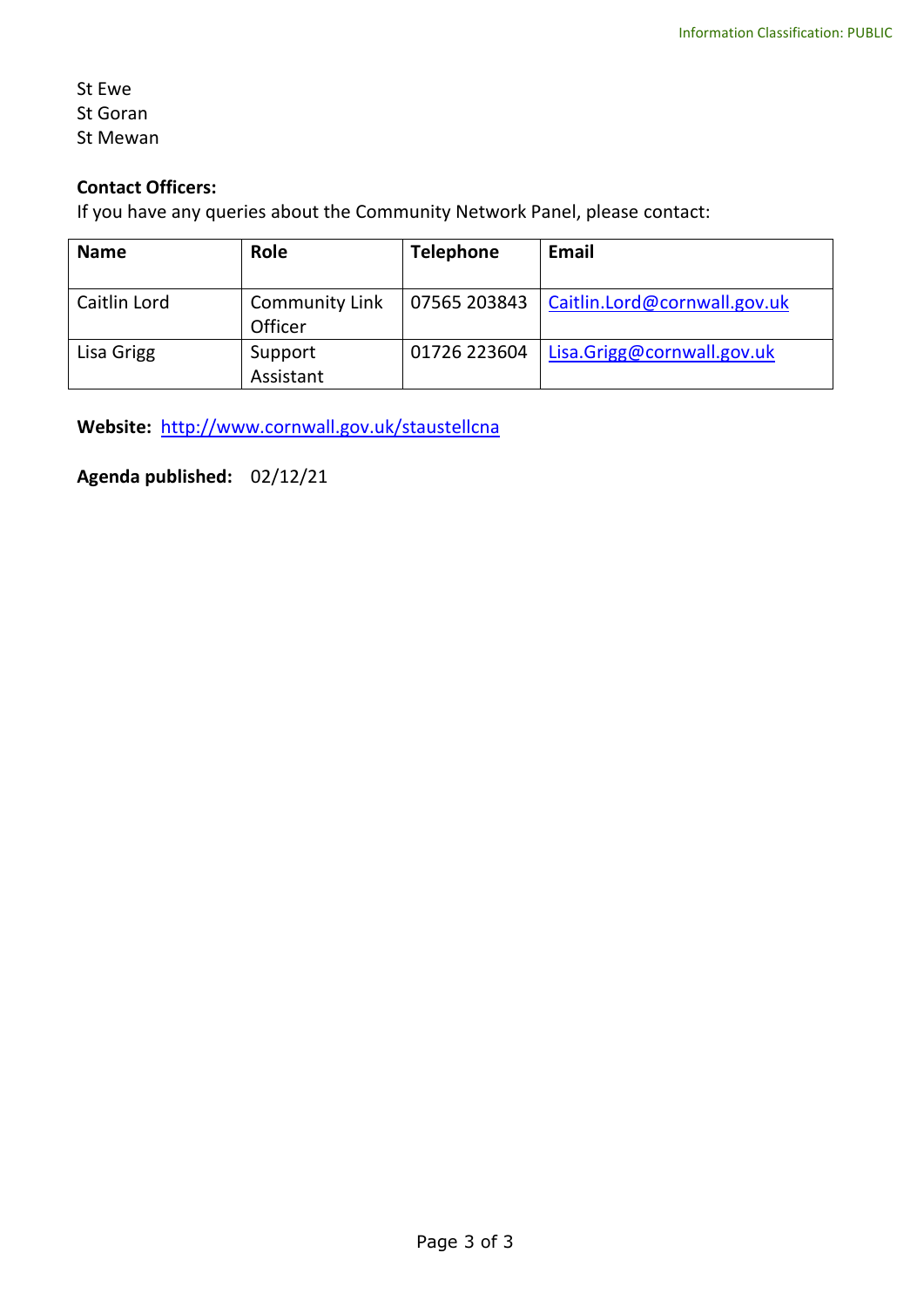St Ewe
St Goran
St Mewan

**Contact Officers:**
If you have any queries about the Community Network Panel, please contact:

| Name | Role | Telephone | Email |
|---|---|---|---|
| Caitlin Lord | Community Link Officer | 07565 203843 | Caitlin.Lord@cornwall.gov.uk |
| Lisa Grigg | Support Assistant | 01726 223604 | Lisa.Grigg@cornwall.gov.uk |

**Website:** http://www.cornwall.gov.uk/staustellcna

**Agenda published:** 02/12/21